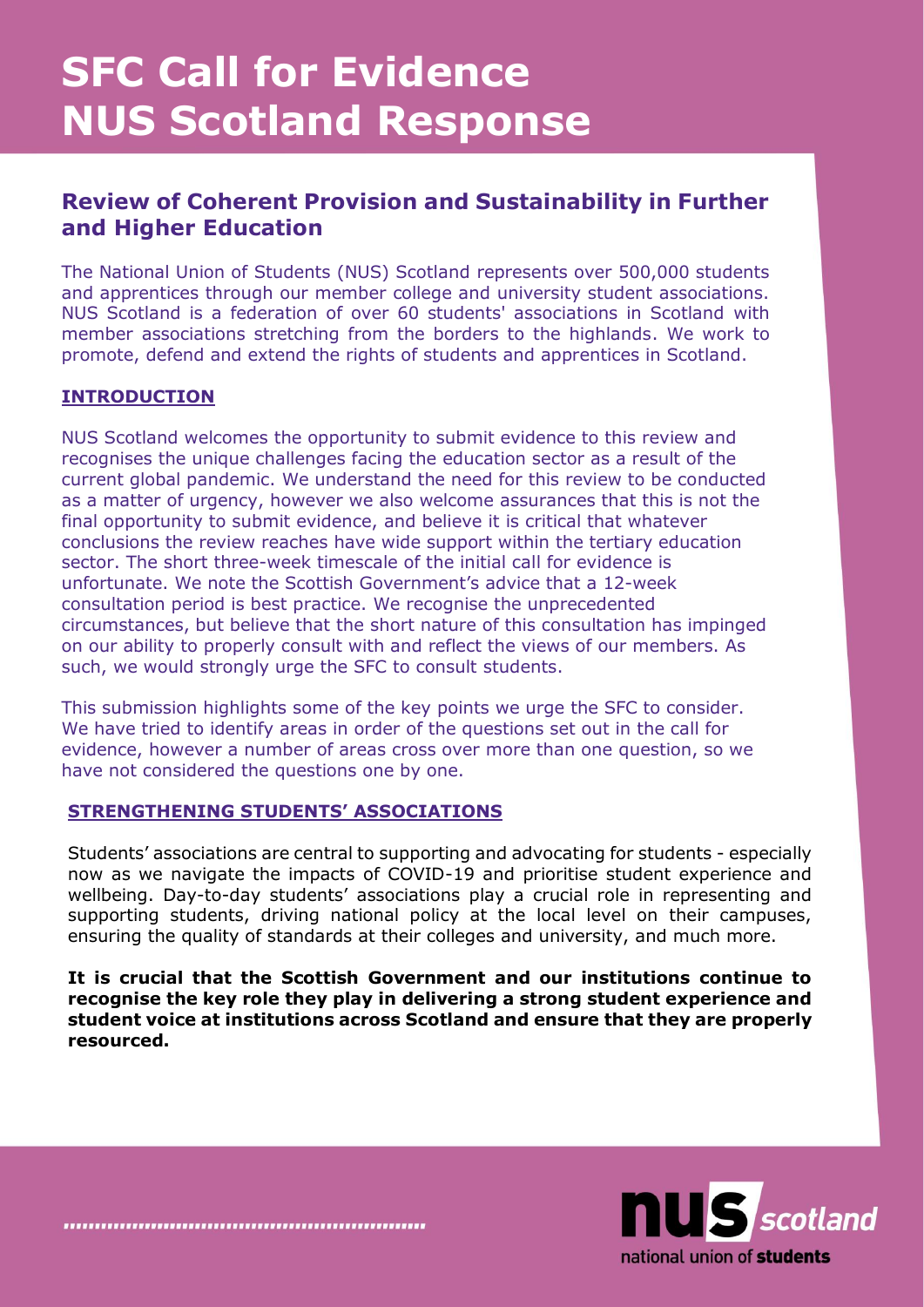# SFC Call for Evidence
# NUS Scotland Response

## Review of Coherent Provision and Sustainability in Further and Higher Education

The National Union of Students (NUS) Scotland represents over 500,000 students and apprentices through our member college and university student associations. NUS Scotland is a federation of over 60 students' associations in Scotland with member associations stretching from the borders to the highlands. We work to promote, defend and extend the rights of students and apprentices in Scotland.

### INTRODUCTION

NUS Scotland welcomes the opportunity to submit evidence to this review and recognises the unique challenges facing the education sector as a result of the current global pandemic. We understand the need for this review to be conducted as a matter of urgency, however we also welcome assurances that this is not the final opportunity to submit evidence, and believe it is critical that whatever conclusions the review reaches have wide support within the tertiary education sector. The short three-week timescale of the initial call for evidence is unfortunate. We note the Scottish Government's advice that a 12-week consultation period is best practice. We recognise the unprecedented circumstances, but believe that the short nature of this consultation has impinged on our ability to properly consult with and reflect the views of our members. As such, we would strongly urge the SFC to consult students.

This submission highlights some of the key points we urge the SFC to consider. We have tried to identify areas in order of the questions set out in the call for evidence, however a number of areas cross over more than one question, so we have not considered the questions one by one.

### STRENGTHENING STUDENTS' ASSOCIATIONS

Students' associations are central to supporting and advocating for students - especially now as we navigate the impacts of COVID-19 and prioritise student experience and wellbeing. Day-to-day students' associations play a crucial role in representing and supporting students, driving national policy at the local level on their campuses, ensuring the quality of standards at their colleges and university, and much more.

**It is crucial that the Scottish Government and our institutions continue to recognise the key role they play in delivering a strong student experience and student voice at institutions across Scotland and ensure that they are properly resourced.**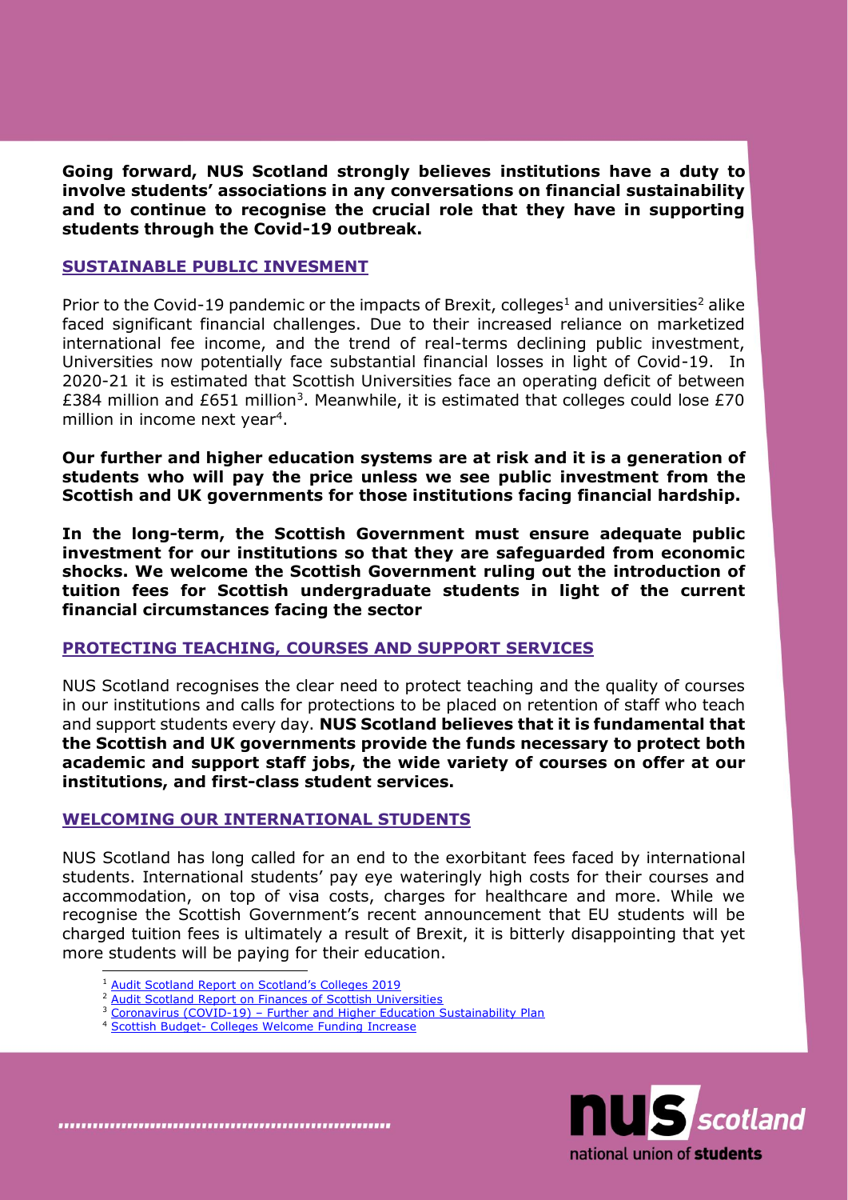**Going forward, NUS Scotland strongly believes institutions have a duty to involve students' associations in any conversations on financial sustainability and to continue to recognise the crucial role that they have in supporting students through the Covid-19 outbreak.**

## SUSTAINABLE PUBLIC INVESMENT

Prior to the Covid-19 pandemic or the impacts of Brexit, colleges[1] and universities[2] alike faced significant financial challenges. Due to their increased reliance on marketized international fee income, and the trend of real-terms declining public investment, Universities now potentially face substantial financial losses in light of Covid-19. In 2020-21 it is estimated that Scottish Universities face an operating deficit of between £384 million and £651 million[3]. Meanwhile, it is estimated that colleges could lose £70 million in income next year[4].

**Our further and higher education systems are at risk and it is a generation of students who will pay the price unless we see public investment from the Scottish and UK governments for those institutions facing financial hardship.**

**In the long-term, the Scottish Government must ensure adequate public investment for our institutions so that they are safeguarded from economic shocks. We welcome the Scottish Government ruling out the introduction of tuition fees for Scottish undergraduate students in light of the current financial circumstances facing the sector**

## PROTECTING TEACHING, COURSES AND SUPPORT SERVICES

NUS Scotland recognises the clear need to protect teaching and the quality of courses in our institutions and calls for protections to be placed on retention of staff who teach and support students every day. **NUS Scotland believes that it is fundamental that the Scottish and UK governments provide the funds necessary to protect both academic and support staff jobs, the wide variety of courses on offer at our institutions, and first-class student services.**

## WELCOMING OUR INTERNATIONAL STUDENTS

NUS Scotland has long called for an end to the exorbitant fees faced by international students. International students' pay eye wateringly high costs for their courses and accommodation, on top of visa costs, charges for healthcare and more. While we recognise the Scottish Government's recent announcement that EU students will be charged tuition fees is ultimately a result of Brexit, it is bitterly disappointing that yet more students will be paying for their education.

---

[1] Audit Scotland Report on Scotland's Colleges 2019
[2] Audit Scotland Report on Finances of Scottish Universities
[3] Coronavirus (COVID-19) – Further and Higher Education Sustainability Plan
[4] Scottish Budget- Colleges Welcome Funding Increase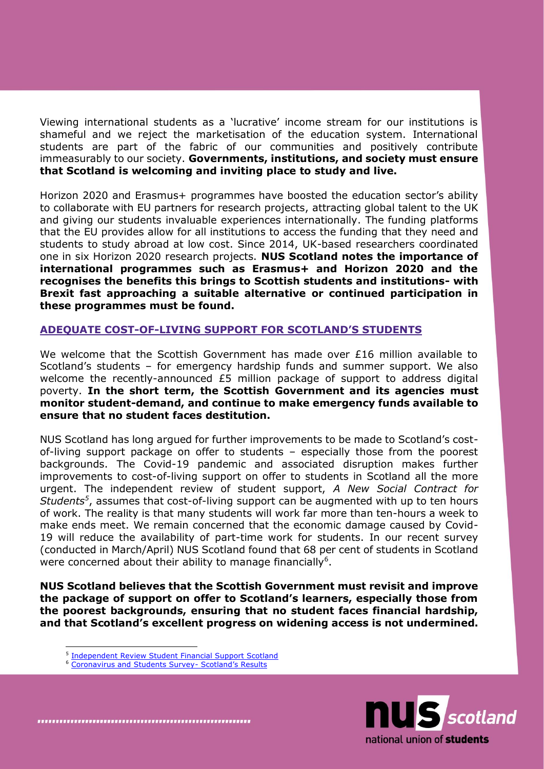Viewing international students as a 'lucrative' income stream for our institutions is shameful and we reject the marketisation of the education system. International students are part of the fabric of our communities and positively contribute immeasurably to our society. **Governments, institutions, and society must ensure that Scotland is welcoming and inviting place to study and live.**

Horizon 2020 and Erasmus+ programmes have boosted the education sector's ability to collaborate with EU partners for research projects, attracting global talent to the UK and giving our students invaluable experiences internationally. The funding platforms that the EU provides allow for all institutions to access the funding that they need and students to study abroad at low cost. Since 2014, UK-based researchers coordinated one in six Horizon 2020 research projects. **NUS Scotland notes the importance of international programmes such as Erasmus+ and Horizon 2020 and the recognises the benefits this brings to Scottish students and institutions- with Brexit fast approaching a suitable alternative or continued participation in these programmes must be found.**

## ADEQUATE COST-OF-LIVING SUPPORT FOR SCOTLAND'S STUDENTS

We welcome that the Scottish Government has made over £16 million available to Scotland's students – for emergency hardship funds and summer support. We also welcome the recently-announced £5 million package of support to address digital poverty. **In the short term, the Scottish Government and its agencies must monitor student-demand, and continue to make emergency funds available to ensure that no student faces destitution.**

NUS Scotland has long argued for further improvements to be made to Scotland's cost-of-living support package on offer to students – especially those from the poorest backgrounds. The Covid-19 pandemic and associated disruption makes further improvements to cost-of-living support on offer to students in Scotland all the more urgent. The independent review of student support, *A New Social Contract for Students*[5], assumes that cost-of-living support can be augmented with up to ten hours of work. The reality is that many students will work far more than ten-hours a week to make ends meet. We remain concerned that the economic damage caused by Covid-19 will reduce the availability of part-time work for students. In our recent survey (conducted in March/April) NUS Scotland found that 68 per cent of students in Scotland were concerned about their ability to manage financially[6].

**NUS Scotland believes that the Scottish Government must revisit and improve the package of support on offer to Scotland's learners, especially those from the poorest backgrounds, ensuring that no student faces financial hardship, and that Scotland's excellent progress on widening access is not undermined.**

[5] Independent Review Student Financial Support Scotland
[6] Coronavirus and Students Survey- Scotland's Results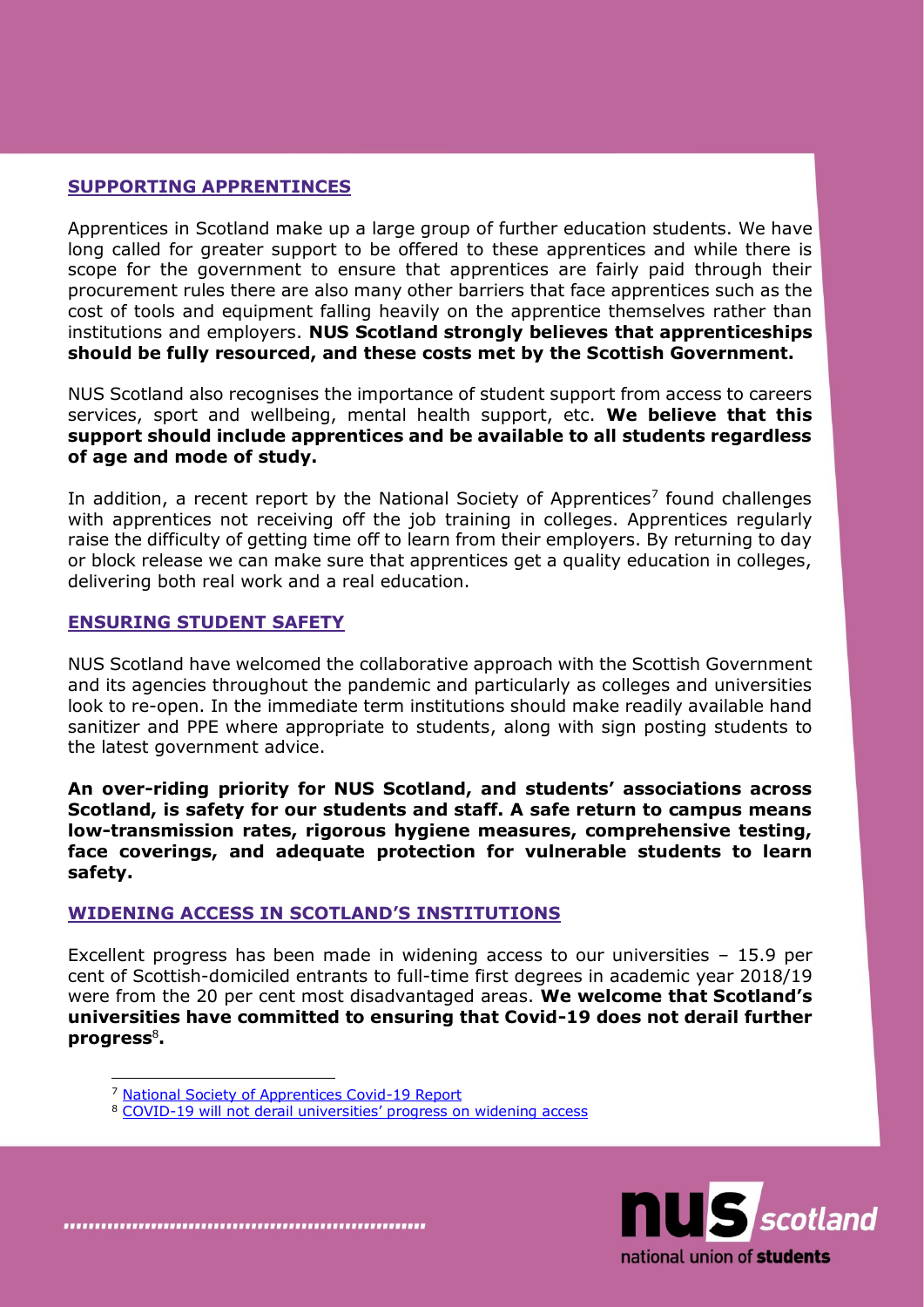## SUPPORTING APPRENTINCES

Apprentices in Scotland make up a large group of further education students. We have long called for greater support to be offered to these apprentices and while there is scope for the government to ensure that apprentices are fairly paid through their procurement rules there are also many other barriers that face apprentices such as the cost of tools and equipment falling heavily on the apprentice themselves rather than institutions and employers. **NUS Scotland strongly believes that apprenticeships should be fully resourced, and these costs met by the Scottish Government.**

NUS Scotland also recognises the importance of student support from access to careers services, sport and wellbeing, mental health support, etc. **We believe that this support should include apprentices and be available to all students regardless of age and mode of study.**

In addition, a recent report by the National Society of Apprentices[7] found challenges with apprentices not receiving off the job training in colleges. Apprentices regularly raise the difficulty of getting time off to learn from their employers. By returning to day or block release we can make sure that apprentices get a quality education in colleges, delivering both real work and a real education.

## ENSURING STUDENT SAFETY

NUS Scotland have welcomed the collaborative approach with the Scottish Government and its agencies throughout the pandemic and particularly as colleges and universities look to re-open. In the immediate term institutions should make readily available hand sanitizer and PPE where appropriate to students, along with sign posting students to the latest government advice.

**An over-riding priority for NUS Scotland, and students' associations across Scotland, is safety for our students and staff. A safe return to campus means low-transmission rates, rigorous hygiene measures, comprehensive testing, face coverings, and adequate protection for vulnerable students to learn safety.**

## WIDENING ACCESS IN SCOTLAND'S INSTITUTIONS

Excellent progress has been made in widening access to our universities – 15.9 per cent of Scottish-domiciled entrants to full-time first degrees in academic year 2018/19 were from the 20 per cent most disadvantaged areas. **We welcome that Scotland's universities have committed to ensuring that Covid-19 does not derail further progress**[8]**.**

[7] National Society of Apprentices Covid-19 Report

[8] COVID-19 will not derail universities' progress on widening access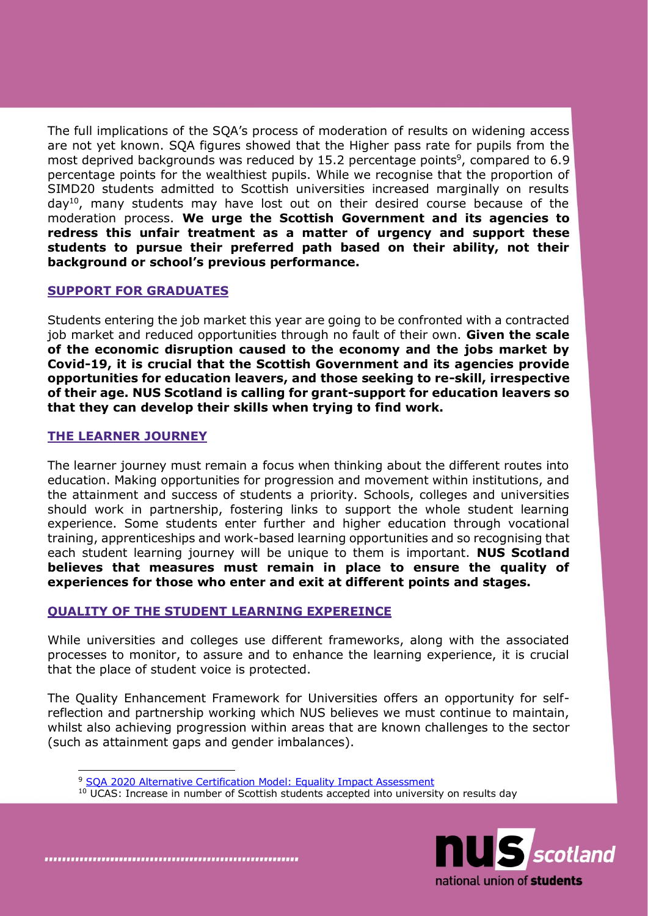The full implications of the SQA's process of moderation of results on widening access are not yet known. SQA figures showed that the Higher pass rate for pupils from the most deprived backgrounds was reduced by 15.2 percentage points[9], compared to 6.9 percentage points for the wealthiest pupils. While we recognise that the proportion of SIMD20 students admitted to Scottish universities increased marginally on results day[10], many students may have lost out on their desired course because of the moderation process. **We urge the Scottish Government and its agencies to redress this unfair treatment as a matter of urgency and support these students to pursue their preferred path based on their ability, not their background or school's previous performance.**

## SUPPORT FOR GRADUATES

Students entering the job market this year are going to be confronted with a contracted job market and reduced opportunities through no fault of their own. **Given the scale of the economic disruption caused to the economy and the jobs market by Covid-19, it is crucial that the Scottish Government and its agencies provide opportunities for education leavers, and those seeking to re-skill, irrespective of their age. NUS Scotland is calling for grant-support for education leavers so that they can develop their skills when trying to find work.**

## THE LEARNER JOURNEY

The learner journey must remain a focus when thinking about the different routes into education. Making opportunities for progression and movement within institutions, and the attainment and success of students a priority. Schools, colleges and universities should work in partnership, fostering links to support the whole student learning experience. Some students enter further and higher education through vocational training, apprenticeships and work-based learning opportunities and so recognising that each student learning journey will be unique to them is important. **NUS Scotland believes that measures must remain in place to ensure the quality of experiences for those who enter and exit at different points and stages.**

## QUALITY OF THE STUDENT LEARNING EXPEREINCE

While universities and colleges use different frameworks, along with the associated processes to monitor, to assure and to enhance the learning experience, it is crucial that the place of student voice is protected.

The Quality Enhancement Framework for Universities offers an opportunity for self-reflection and partnership working which NUS believes we must continue to maintain, whilst also achieving progression within areas that are known challenges to the sector (such as attainment gaps and gender imbalances).

---

[9] SQA 2020 Alternative Certification Model: Equality Impact Assessment

[10] UCAS: Increase in number of Scottish students accepted into university on results day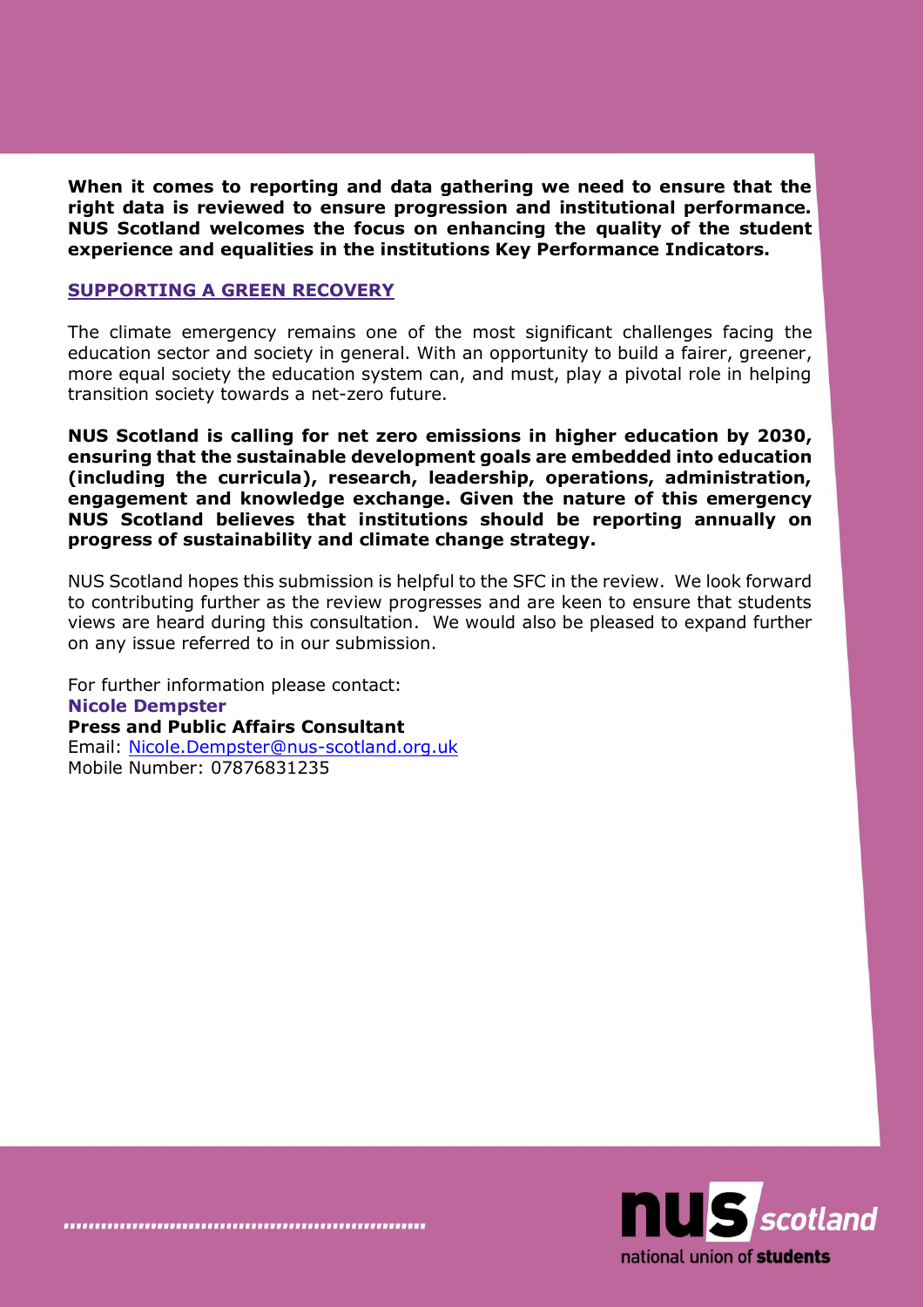**When it comes to reporting and data gathering we need to ensure that the right data is reviewed to ensure progression and institutional performance. NUS Scotland welcomes the focus on enhancing the quality of the student experience and equalities in the institutions Key Performance Indicators.**

## SUPPORTING A GREEN RECOVERY

The climate emergency remains one of the most significant challenges facing the education sector and society in general. With an opportunity to build a fairer, greener, more equal society the education system can, and must, play a pivotal role in helping transition society towards a net-zero future.

**NUS Scotland is calling for net zero emissions in higher education by 2030, ensuring that the sustainable development goals are embedded into education (including the curricula), research, leadership, operations, administration, engagement and knowledge exchange. Given the nature of this emergency NUS Scotland believes that institutions should be reporting annually on progress of sustainability and climate change strategy.**

NUS Scotland hopes this submission is helpful to the SFC in the review. We look forward to contributing further as the review progresses and are keen to ensure that students views are heard during this consultation. We would also be pleased to expand further on any issue referred to in our submission.

For further information please contact:
**Nicole Dempster**
**Press and Public Affairs Consultant**
Email: Nicole.Dempster@nus-scotland.org.uk
Mobile Number: 07876831235

nus scotland
national union of **students**